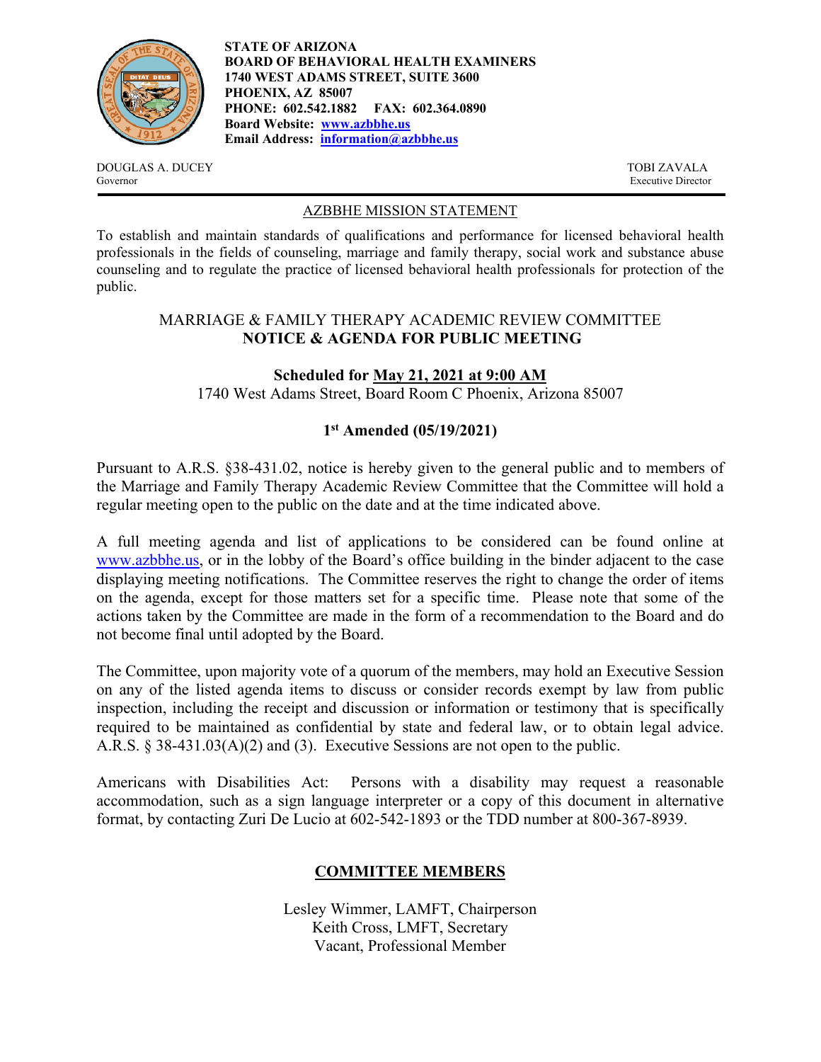**STATE OF ARIZONA**
**BOARD OF BEHAVIORAL HEALTH EXAMINERS**
**1740 WEST ADAMS STREET, SUITE 3600**
**PHOENIX, AZ 85007**
**PHONE: 602.542.1882 FAX: 602.364.0890**
**Board Website: [www.azbbhe.us](http://www.azbbhe.us)**
**Email Address: [information@azbbhe.us](mailto:information@azbbhe.us)**

DOUGLAS A. DUCEY
Governor

TOBI ZAVALA
Executive Director

AZBBHE MISSION STATEMENT

To establish and maintain standards of qualifications and performance for licensed behavioral health professionals in the fields of counseling, marriage and family therapy, social work and substance abuse counseling and to regulate the practice of licensed behavioral health professionals for protection of the public.

MARRIAGE & FAMILY THERAPY ACADEMIC REVIEW COMMITTEE
**NOTICE & AGENDA FOR PUBLIC MEETING**

**Scheduled for May 21, 2021 at 9:00 AM**
1740 West Adams Street, Board Room C Phoenix, Arizona 85007

**1st Amended (05/19/2021)**

Pursuant to A.R.S. §38-431.02, notice is hereby given to the general public and to members of the Marriage and Family Therapy Academic Review Committee that the Committee will hold a regular meeting open to the public on the date and at the time indicated above.

A full meeting agenda and list of applications to be considered can be found online at [www.azbbhe.us](http://www.azbbhe.us), or in the lobby of the Board's office building in the binder adjacent to the case displaying meeting notifications. The Committee reserves the right to change the order of items on the agenda, except for those matters set for a specific time. Please note that some of the actions taken by the Committee are made in the form of a recommendation to the Board and do not become final until adopted by the Board.

The Committee, upon majority vote of a quorum of the members, may hold an Executive Session on any of the listed agenda items to discuss or consider records exempt by law from public inspection, including the receipt and discussion or information or testimony that is specifically required to be maintained as confidential by state and federal law, or to obtain legal advice. A.R.S. § 38-431.03(A)(2) and (3). Executive Sessions are not open to the public.

Americans with Disabilities Act: Persons with a disability may request a reasonable accommodation, such as a sign language interpreter or a copy of this document in alternative format, by contacting Zuri De Lucio at 602-542-1893 or the TDD number at 800-367-8939.

## COMMITTEE MEMBERS

Lesley Wimmer, LAMFT, Chairperson
Keith Cross, LMFT, Secretary
Vacant, Professional Member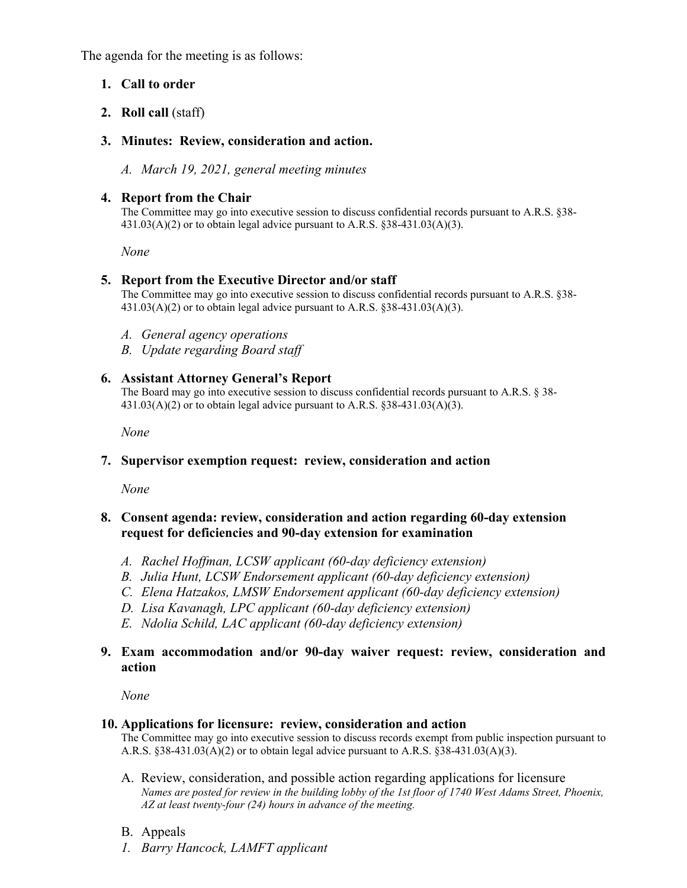The agenda for the meeting is as follows:

1. **Call to order**

2. **Roll call** (staff)

3. **Minutes: Review, consideration and action.**

   A. *March 19, 2021, general meeting minutes*

4. **Report from the Chair**
   The Committee may go into executive session to discuss confidential records pursuant to A.R.S. §38-431.03(A)(2) or to obtain legal advice pursuant to A.R.S. §38-431.03(A)(3).

   *None*

5. **Report from the Executive Director and/or staff**
   The Committee may go into executive session to discuss confidential records pursuant to A.R.S. §38-431.03(A)(2) or to obtain legal advice pursuant to A.R.S. §38-431.03(A)(3).

   A. *General agency operations*
   B. *Update regarding Board staff*

6. **Assistant Attorney General's Report**
   The Board may go into executive session to discuss confidential records pursuant to A.R.S. § 38-431.03(A)(2) or to obtain legal advice pursuant to A.R.S. §38-431.03(A)(3).

   *None*

7. **Supervisor exemption request: review, consideration and action**

   *None*

8. **Consent agenda: review, consideration and action regarding 60-day extension request for deficiencies and 90-day extension for examination**

   A. *Rachel Hoffman, LCSW applicant (60-day deficiency extension)*
   B. *Julia Hunt, LCSW Endorsement applicant (60-day deficiency extension)*
   C. *Elena Hatzakos, LMSW Endorsement applicant (60-day deficiency extension)*
   D. *Lisa Kavanagh, LPC applicant (60-day deficiency extension)*
   E. *Ndolia Schild, LAC applicant (60-day deficiency extension)*

9. **Exam accommodation and/or 90-day waiver request: review, consideration and action**

   *None*

10. **Applications for licensure: review, consideration and action**
    The Committee may go into executive session to discuss records exempt from public inspection pursuant to A.R.S. §38-431.03(A)(2) or to obtain legal advice pursuant to A.R.S. §38-431.03(A)(3).

    A. Review, consideration, and possible action regarding applications for licensure
    *Names are posted for review in the building lobby of the 1st floor of 1740 West Adams Street, Phoenix, AZ at least twenty-four (24) hours in advance of the meeting.*

    B. Appeals
    *1. Barry Hancock, LAMFT applicant*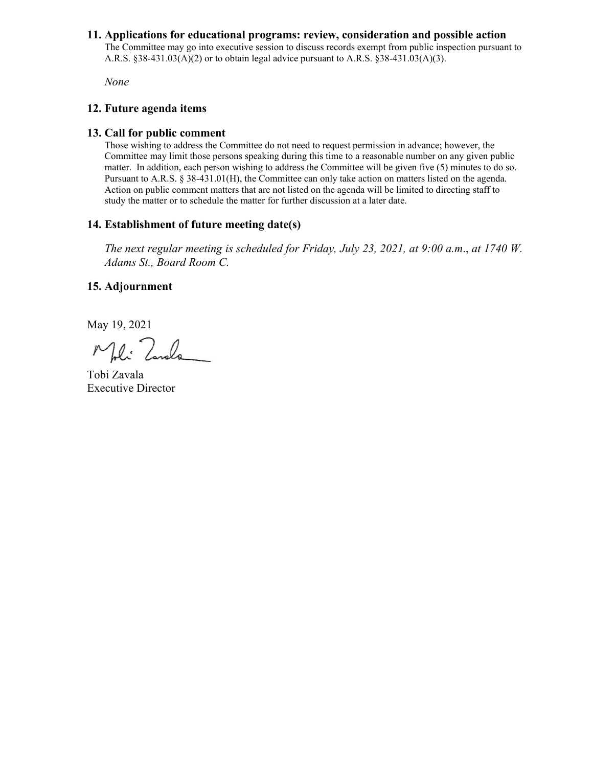## 11. Applications for educational programs: review, consideration and possible action

The Committee may go into executive session to discuss records exempt from public inspection pursuant to A.R.S. §38-431.03(A)(2) or to obtain legal advice pursuant to A.R.S. §38-431.03(A)(3).

*None*

## 12. Future agenda items

## 13. Call for public comment

Those wishing to address the Committee do not need to request permission in advance; however, the Committee may limit those persons speaking during this time to a reasonable number on any given public matter. In addition, each person wishing to address the Committee will be given five (5) minutes to do so. Pursuant to A.R.S. § 38-431.01(H), the Committee can only take action on matters listed on the agenda. Action on public comment matters that are not listed on the agenda will be limited to directing staff to study the matter or to schedule the matter for further discussion at a later date.

## 14. Establishment of future meeting date(s)

*The next regular meeting is scheduled for Friday, July 23, 2021, at 9:00 a.m., at 1740 W. Adams St., Board Room C.*

## 15. Adjournment

May 19, 2021

Tobi Zavala
Executive Director